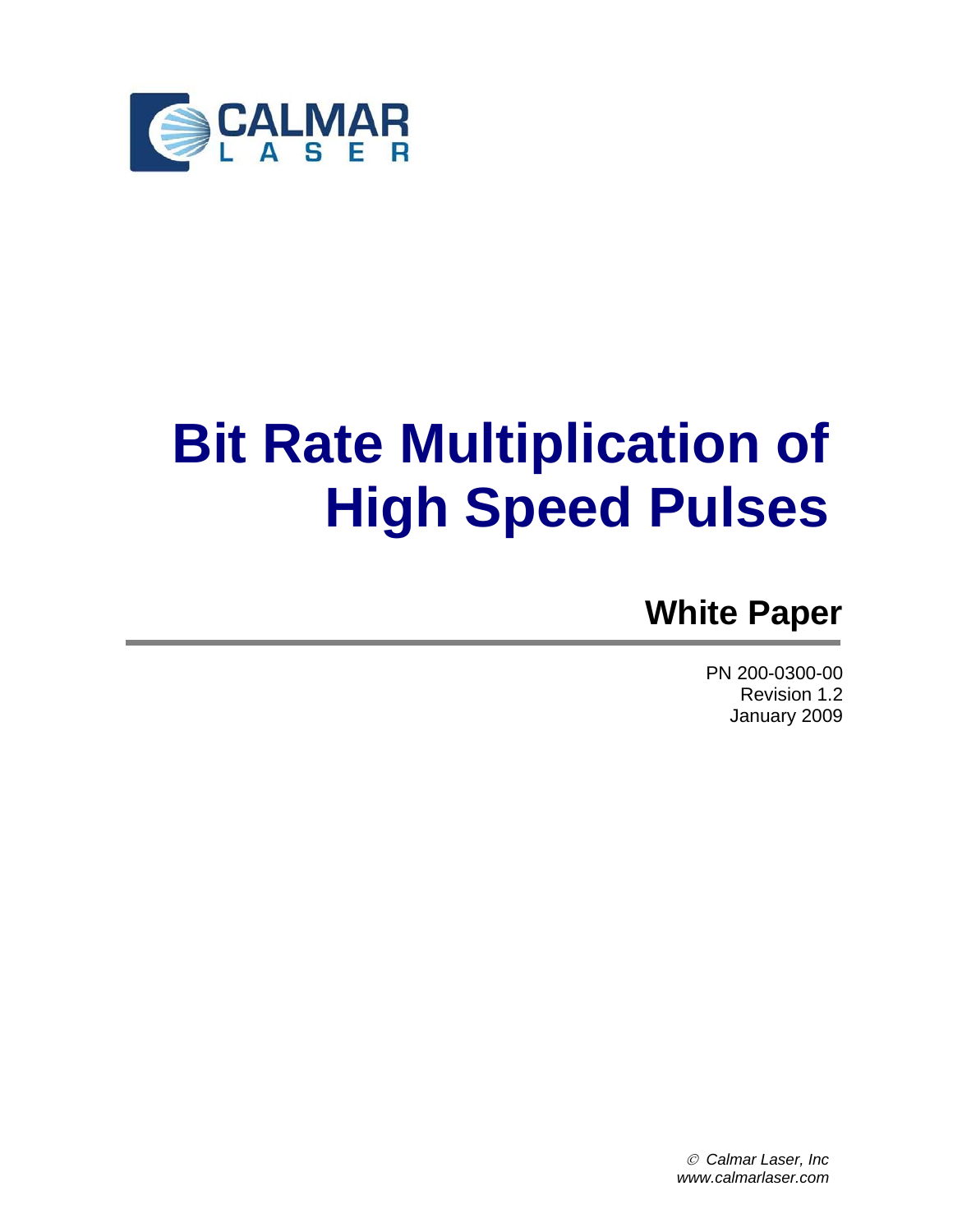CALMAR LASER

# Bit Rate Multiplication of High Speed Pulses

## White Paper

PN 200-0300-00
Revision 1.2
January 2009

*© Calmar Laser, Inc*
*www.calmarlaser.com*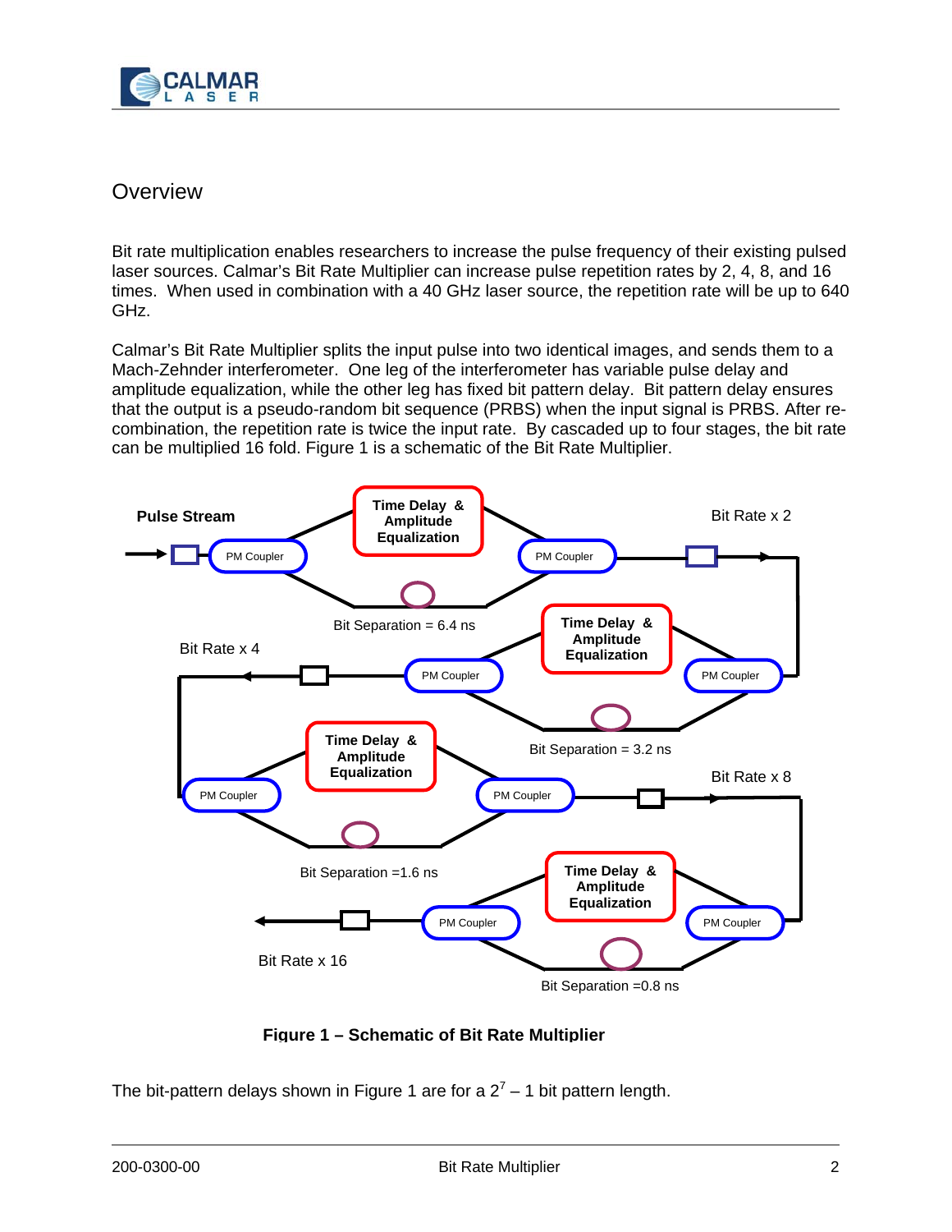## Overview

Bit rate multiplication enables researchers to increase the pulse frequency of their existing pulsed laser sources. Calmar's Bit Rate Multiplier can increase pulse repetition rates by 2, 4, 8, and 16 times. When used in combination with a 40 GHz laser source, the repetition rate will be up to 640 GHz.

Calmar's Bit Rate Multiplier splits the input pulse into two identical images, and sends them to a Mach-Zehnder interferometer. One leg of the interferometer has variable pulse delay and amplitude equalization, while the other leg has fixed bit pattern delay. Bit pattern delay ensures that the output is a pseudo-random bit sequence (PRBS) when the input signal is PRBS. After re-combination, the repetition rate is twice the input rate. By cascaded up to four stages, the bit rate can be multiplied 16 fold. Figure 1 is a schematic of the Bit Rate Multiplier.

**Figure 1 – Schematic of Bit Rate Multiplier**

The bit-pattern delays shown in Figure 1 are for a $2^7 - 1$ bit pattern length.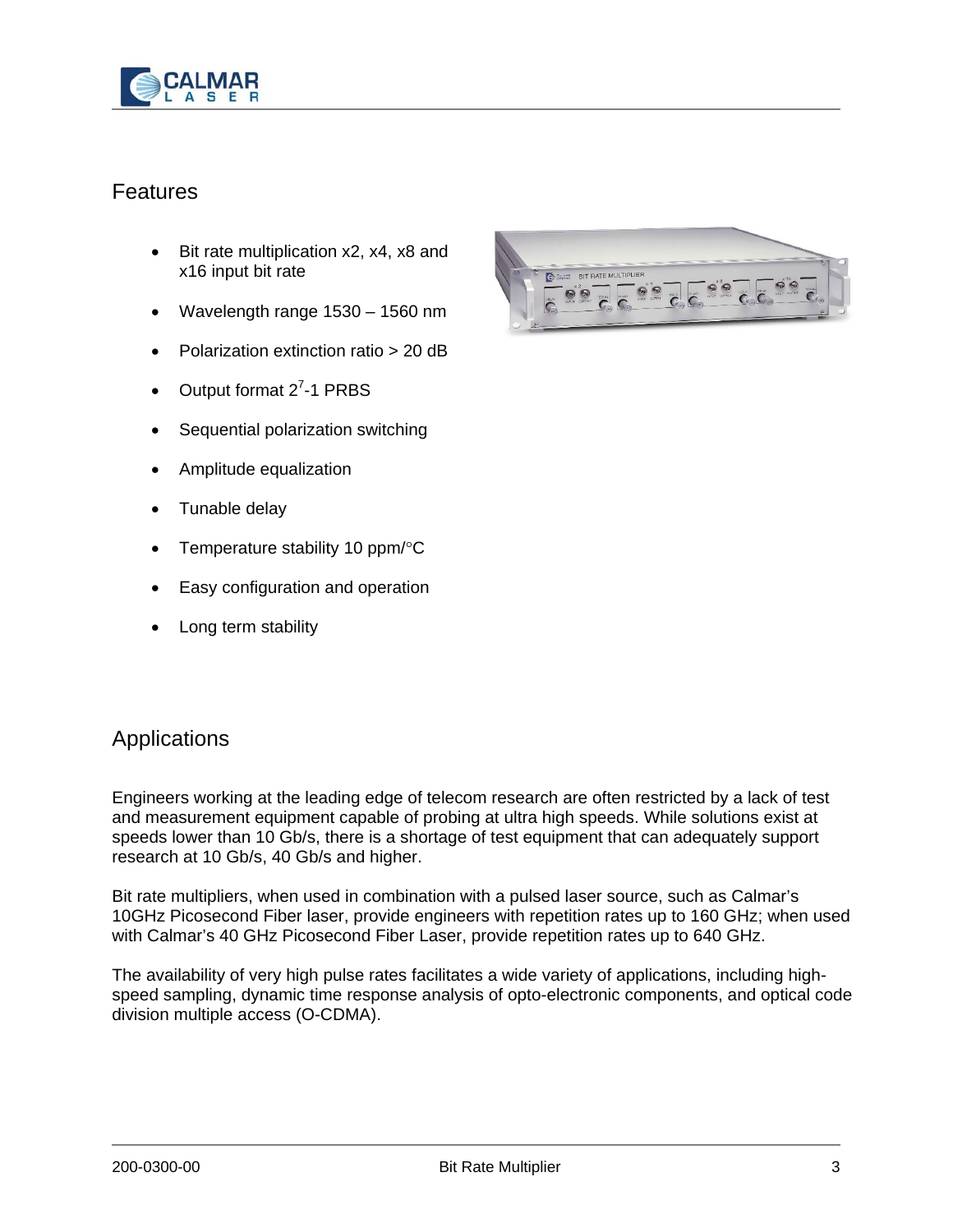## Features

- Bit rate multiplication x2, x4, x8 and x16 input bit rate
- Wavelength range 1530 – 1560 nm
- Polarization extinction ratio > 20 dB
- Output format $2^7$-1 PRBS
- Sequential polarization switching
- Amplitude equalization
- Tunable delay
- Temperature stability 10 ppm/°C
- Easy configuration and operation
- Long term stability

## Applications

Engineers working at the leading edge of telecom research are often restricted by a lack of test and measurement equipment capable of probing at ultra high speeds. While solutions exist at speeds lower than 10 Gb/s, there is a shortage of test equipment that can adequately support research at 10 Gb/s, 40 Gb/s and higher.

Bit rate multipliers, when used in combination with a pulsed laser source, such as Calmar's 10GHz Picosecond Fiber laser, provide engineers with repetition rates up to 160 GHz; when used with Calmar's 40 GHz Picosecond Fiber Laser, provide repetition rates up to 640 GHz.

The availability of very high pulse rates facilitates a wide variety of applications, including high-speed sampling, dynamic time response analysis of opto-electronic components, and optical code division multiple access (O-CDMA).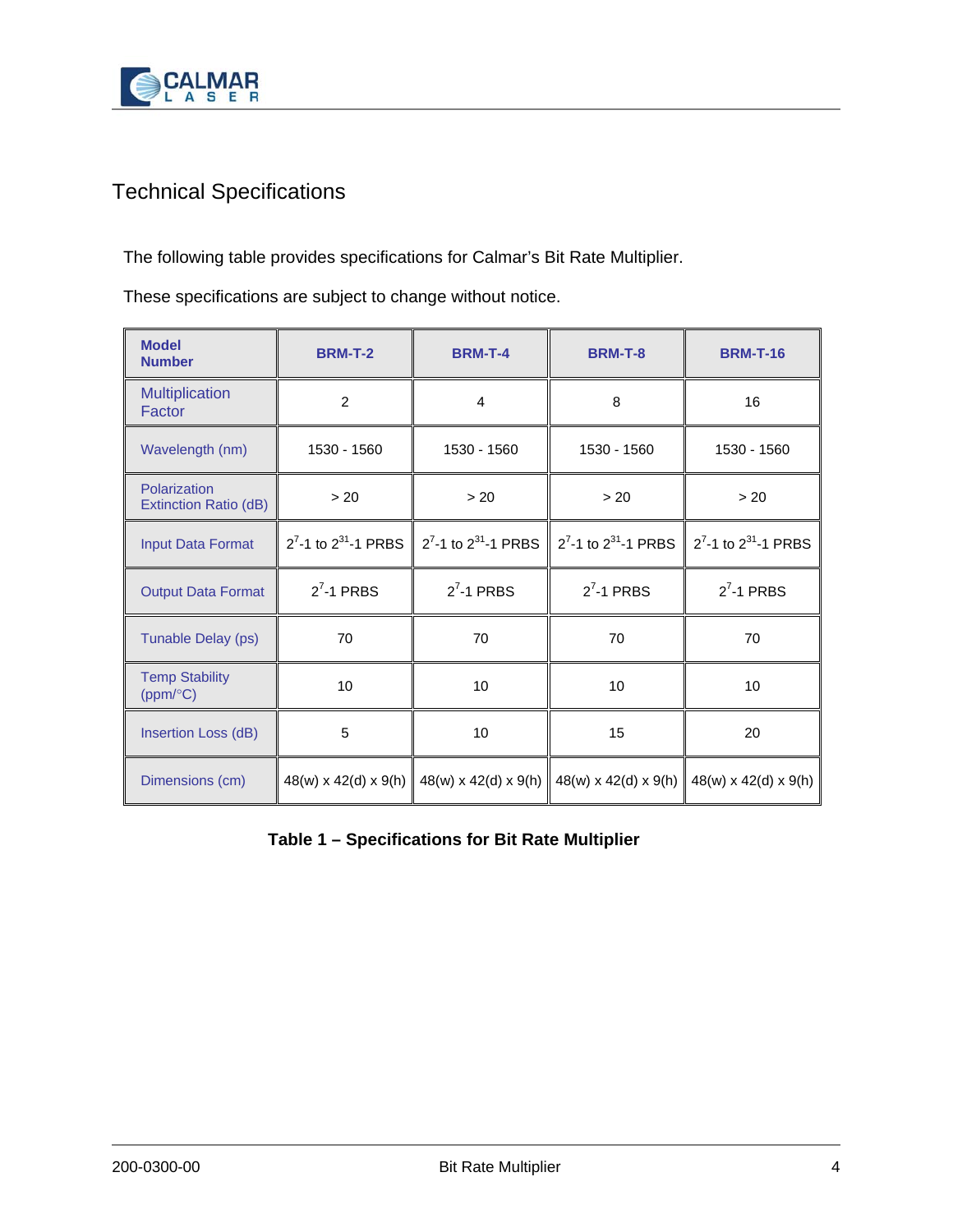# Technical Specifications

The following table provides specifications for Calmar's Bit Rate Multiplier.

These specifications are subject to change without notice.

| Model Number | BRM-T-2 | BRM-T-4 | BRM-T-8 | BRM-T-16 |
| --- | --- | --- | --- | --- |
| Multiplication Factor | 2 | 4 | 8 | 16 |
| Wavelength (nm) | 1530 - 1560 | 1530 - 1560 | 1530 - 1560 | 1530 - 1560 |
| Polarization Extinction Ratio (dB) | > 20 | > 20 | > 20 | > 20 |
| Input Data Format | $2^7$-1 to $2^{31}$-1 PRBS | $2^7$-1 to $2^{31}$-1 PRBS | $2^7$-1 to $2^{31}$-1 PRBS | $2^7$-1 to $2^{31}$-1 PRBS |
| Output Data Format | $2^7$-1 PRBS | $2^7$-1 PRBS | $2^7$-1 PRBS | $2^7$-1 PRBS |
| Tunable Delay (ps) | 70 | 70 | 70 | 70 |
| Temp Stability (ppm/°C) | 10 | 10 | 10 | 10 |
| Insertion Loss (dB) | 5 | 10 | 15 | 20 |
| Dimensions (cm) | 48(w) x 42(d) x 9(h) | 48(w) x 42(d) x 9(h) | 48(w) x 42(d) x 9(h) | 48(w) x 42(d) x 9(h) |

**Table 1 – Specifications for Bit Rate Multiplier**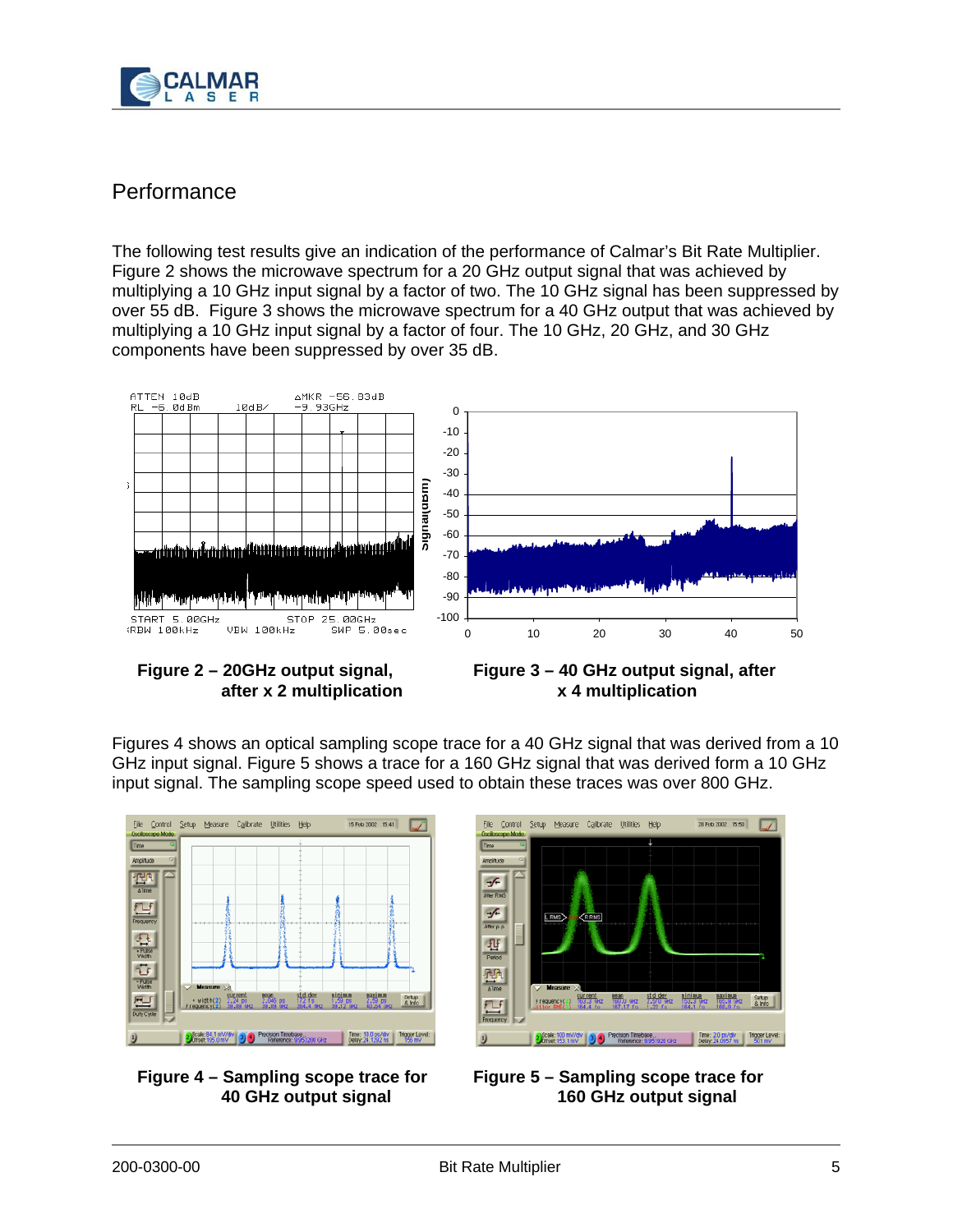## Performance

The following test results give an indication of the performance of Calmar's Bit Rate Multiplier. Figure 2 shows the microwave spectrum for a 20 GHz output signal that was achieved by multiplying a 10 GHz input signal by a factor of two. The 10 GHz signal has been suppressed by over 55 dB. Figure 3 shows the microwave spectrum for a 40 GHz output that was achieved by multiplying a 10 GHz input signal by a factor of four. The 10 GHz, 20 GHz, and 30 GHz components have been suppressed by over 35 dB.

**Figure 2 – 20GHz output signal, after x 2 multiplication**

**Figure 3 – 40 GHz output signal, after x 4 multiplication**

Figures 4 shows an optical sampling scope trace for a 40 GHz signal that was derived from a 10 GHz input signal. Figure 5 shows a trace for a 160 GHz signal that was derived form a 10 GHz input signal. The sampling scope speed used to obtain these traces was over 800 GHz.

**Figure 4 – Sampling scope trace for 40 GHz output signal**

**Figure 5 – Sampling scope trace for 160 GHz output signal**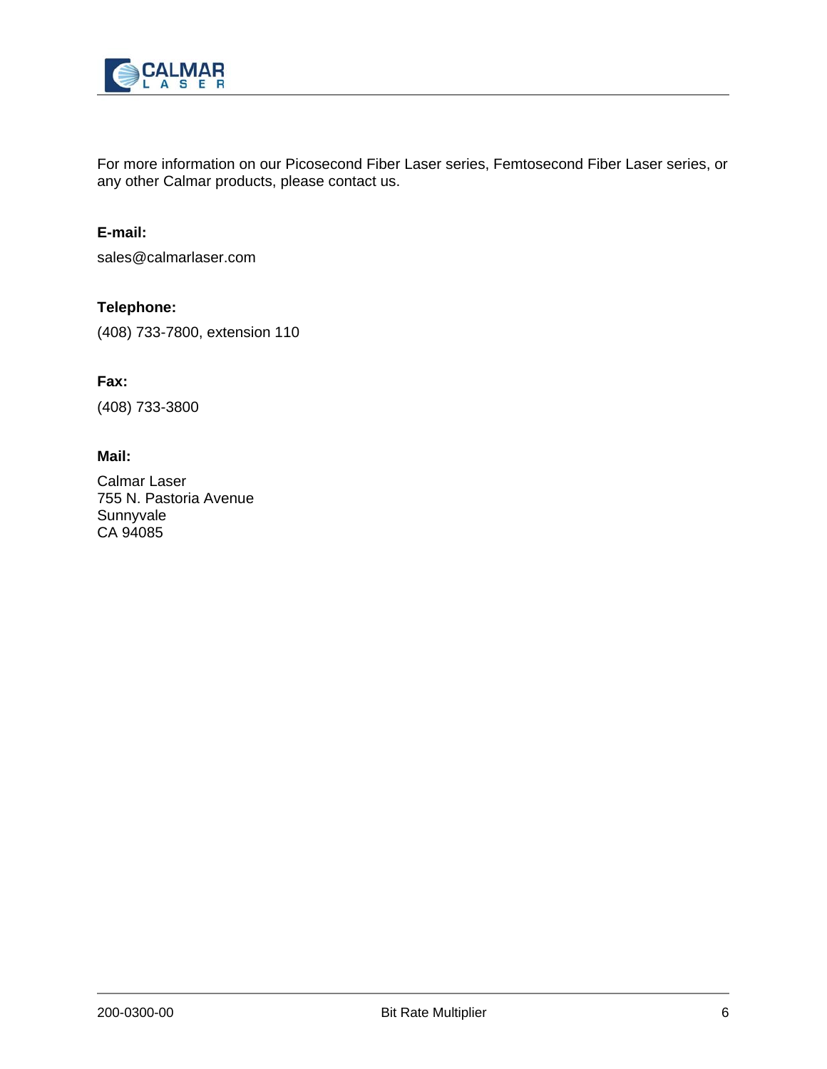For more information on our Picosecond Fiber Laser series, Femtosecond Fiber Laser series, or any other Calmar products, please contact us.

**E-mail:**

sales@calmarlaser.com

**Telephone:**

(408) 733-7800, extension 110

**Fax:**

(408) 733-3800

**Mail:**

Calmar Laser
755 N. Pastoria Avenue
Sunnyvale
CA 94085